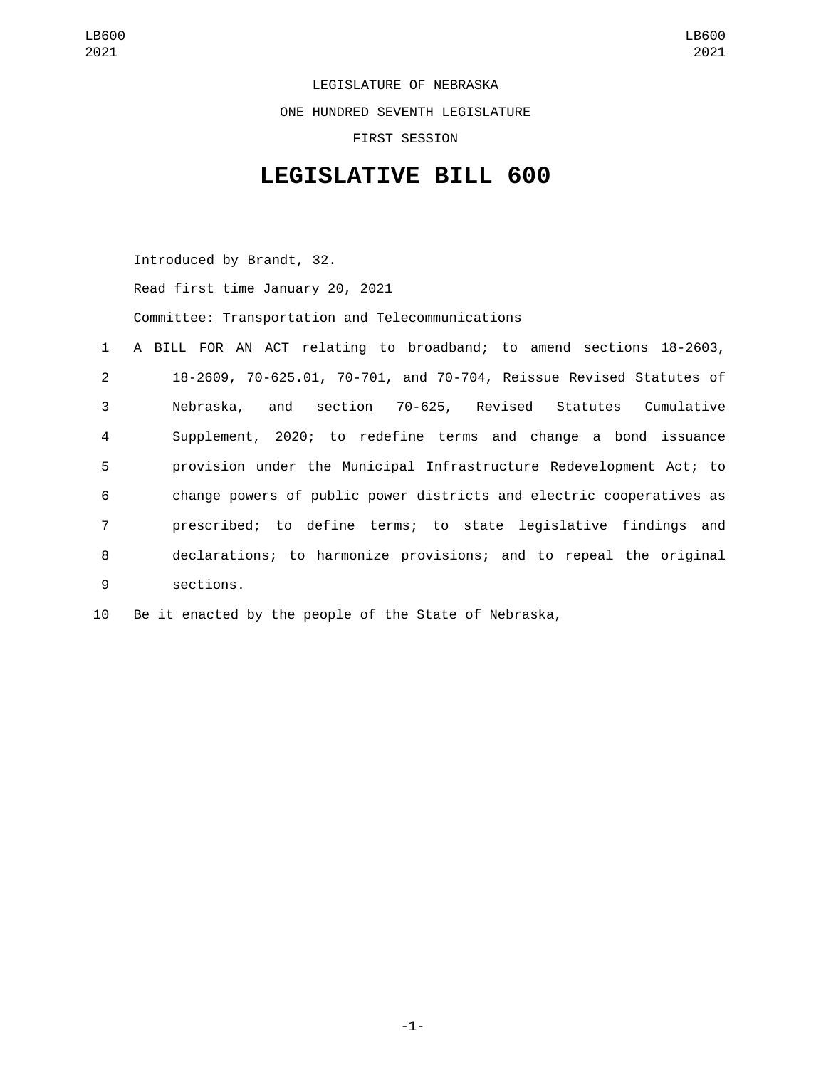LEGISLATURE OF NEBRASKA

ONE HUNDRED SEVENTH LEGISLATURE

FIRST SESSION

# LEGISLATIVE BILL 600

Introduced by Brandt, 32.

Read first time January 20, 2021

Committee: Transportation and Telecommunications

A BILL FOR AN ACT relating to broadband; to amend sections 18-2603, 18-2609, 70-625.01, 70-701, and 70-704, Reissue Revised Statutes of Nebraska, and section 70-625, Revised Statutes Cumulative Supplement, 2020; to redefine terms and change a bond issuance provision under the Municipal Infrastructure Redevelopment Act; to change powers of public power districts and electric cooperatives as prescribed; to define terms; to state legislative findings and declarations; to harmonize provisions; and to repeal the original sections.

Be it enacted by the people of the State of Nebraska,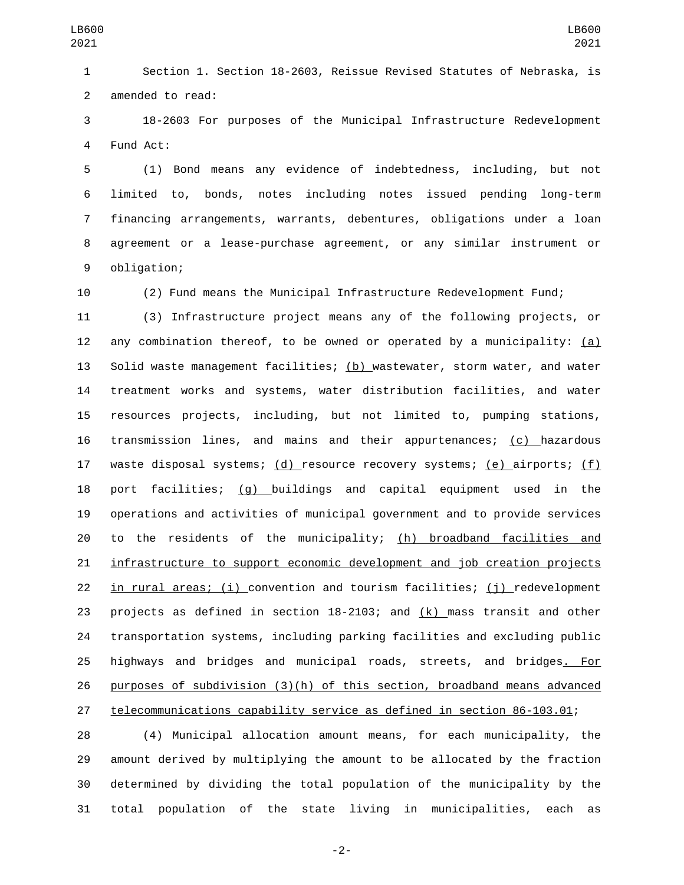Section 1. Section 18-2603, Reissue Revised Statutes of Nebraska, is amended to read:

18-2603 For purposes of the Municipal Infrastructure Redevelopment Fund Act:

(1) Bond means any evidence of indebtedness, including, but not limited to, bonds, notes including notes issued pending long-term financing arrangements, warrants, debentures, obligations under a loan agreement or a lease-purchase agreement, or any similar instrument or obligation;

(2) Fund means the Municipal Infrastructure Redevelopment Fund;

(3) Infrastructure project means any of the following projects, or any combination thereof, to be owned or operated by a municipality: (a) Solid waste management facilities; (b) wastewater, storm water, and water treatment works and systems, water distribution facilities, and water resources projects, including, but not limited to, pumping stations, transmission lines, and mains and their appurtenances; (c) hazardous waste disposal systems; (d) resource recovery systems; (e) airports; (f) port facilities; (g) buildings and capital equipment used in the operations and activities of municipal government and to provide services to the residents of the municipality; (h) broadband facilities and infrastructure to support economic development and job creation projects in rural areas; (i) convention and tourism facilities; (j) redevelopment projects as defined in section 18-2103; and (k) mass transit and other transportation systems, including parking facilities and excluding public highways and bridges and municipal roads, streets, and bridges. For purposes of subdivision (3)(h) of this section, broadband means advanced telecommunications capability service as defined in section 86-103.01;

(4) Municipal allocation amount means, for each municipality, the amount derived by multiplying the amount to be allocated by the fraction determined by dividing the total population of the municipality by the total population of the state living in municipalities, each as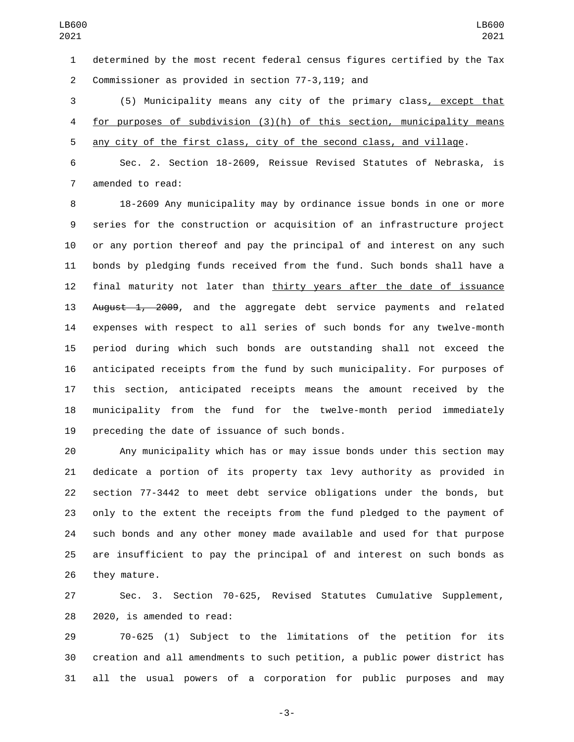determined by the most recent federal census figures certified by the Tax Commissioner as provided in section 77-3,119; and

(5) Municipality means any city of the primary class, except that for purposes of subdivision (3)(h) of this section, municipality means any city of the first class, city of the second class, and village.

Sec. 2. Section 18-2609, Reissue Revised Statutes of Nebraska, is amended to read:

18-2609 Any municipality may by ordinance issue bonds in one or more series for the construction or acquisition of an infrastructure project or any portion thereof and pay the principal of and interest on any such bonds by pledging funds received from the fund. Such bonds shall have a final maturity not later than thirty years after the date of issuance ~~August 1, 2009~~, and the aggregate debt service payments and related expenses with respect to all series of such bonds for any twelve-month period during which such bonds are outstanding shall not exceed the anticipated receipts from the fund by such municipality. For purposes of this section, anticipated receipts means the amount received by the municipality from the fund for the twelve-month period immediately preceding the date of issuance of such bonds.

Any municipality which has or may issue bonds under this section may dedicate a portion of its property tax levy authority as provided in section 77-3442 to meet debt service obligations under the bonds, but only to the extent the receipts from the fund pledged to the payment of such bonds and any other money made available and used for that purpose are insufficient to pay the principal of and interest on such bonds as they mature.

Sec. 3. Section 70-625, Revised Statutes Cumulative Supplement, 2020, is amended to read:

70-625 (1) Subject to the limitations of the petition for its creation and all amendments to such petition, a public power district has all the usual powers of a corporation for public purposes and may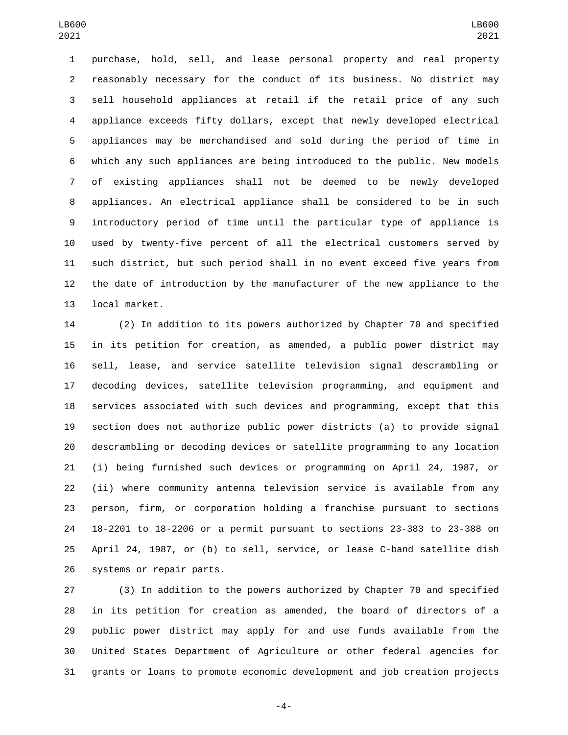purchase, hold, sell, and lease personal property and real property reasonably necessary for the conduct of its business. No district may sell household appliances at retail if the retail price of any such appliance exceeds fifty dollars, except that newly developed electrical appliances may be merchandised and sold during the period of time in which any such appliances are being introduced to the public. New models of existing appliances shall not be deemed to be newly developed appliances. An electrical appliance shall be considered to be in such introductory period of time until the particular type of appliance is used by twenty-five percent of all the electrical customers served by such district, but such period shall in no event exceed five years from the date of introduction by the manufacturer of the new appliance to the local market.

(2) In addition to its powers authorized by Chapter 70 and specified in its petition for creation, as amended, a public power district may sell, lease, and service satellite television signal descrambling or decoding devices, satellite television programming, and equipment and services associated with such devices and programming, except that this section does not authorize public power districts (a) to provide signal descrambling or decoding devices or satellite programming to any location (i) being furnished such devices or programming on April 24, 1987, or (ii) where community antenna television service is available from any person, firm, or corporation holding a franchise pursuant to sections 18-2201 to 18-2206 or a permit pursuant to sections 23-383 to 23-388 on April 24, 1987, or (b) to sell, service, or lease C-band satellite dish systems or repair parts.

(3) In addition to the powers authorized by Chapter 70 and specified in its petition for creation as amended, the board of directors of a public power district may apply for and use funds available from the United States Department of Agriculture or other federal agencies for grants or loans to promote economic development and job creation projects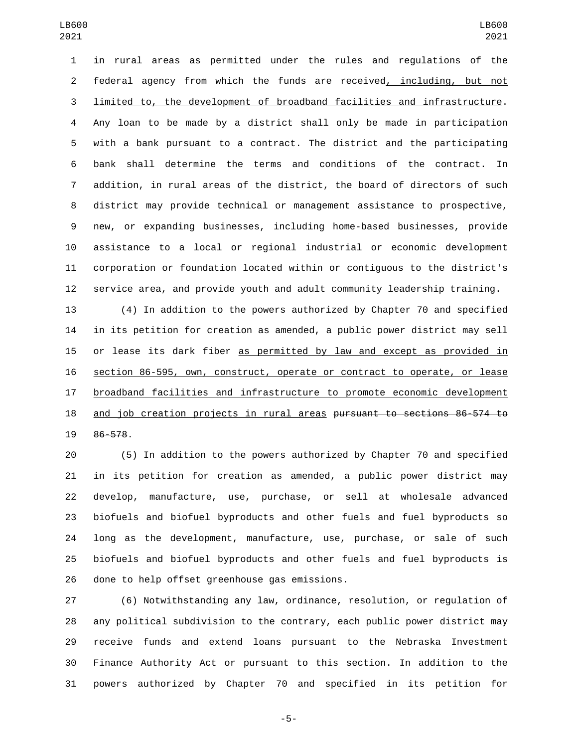in rural areas as permitted under the rules and regulations of the federal agency from which the funds are received<u>, including, but not limited to, the development of broadband facilities and infrastructure</u>. Any loan to be made by a district shall only be made in participation with a bank pursuant to a contract. The district and the participating bank shall determine the terms and conditions of the contract. In addition, in rural areas of the district, the board of directors of such district may provide technical or management assistance to prospective, new, or expanding businesses, including home-based businesses, provide assistance to a local or regional industrial or economic development corporation or foundation located within or contiguous to the district's service area, and provide youth and adult community leadership training.

(4) In addition to the powers authorized by Chapter 70 and specified in its petition for creation as amended, a public power district may sell or lease its dark fiber <u>as permitted by law and except as provided in section 86-595, own, construct, operate or contract to operate, or lease broadband facilities and infrastructure to promote economic development and job creation projects in rural areas</u> ~~pursuant to sections 86-574 to 86-578~~.

(5) In addition to the powers authorized by Chapter 70 and specified in its petition for creation as amended, a public power district may develop, manufacture, use, purchase, or sell at wholesale advanced biofuels and biofuel byproducts and other fuels and fuel byproducts so long as the development, manufacture, use, purchase, or sale of such biofuels and biofuel byproducts and other fuels and fuel byproducts is done to help offset greenhouse gas emissions.

(6) Notwithstanding any law, ordinance, resolution, or regulation of any political subdivision to the contrary, each public power district may receive funds and extend loans pursuant to the Nebraska Investment Finance Authority Act or pursuant to this section. In addition to the powers authorized by Chapter 70 and specified in its petition for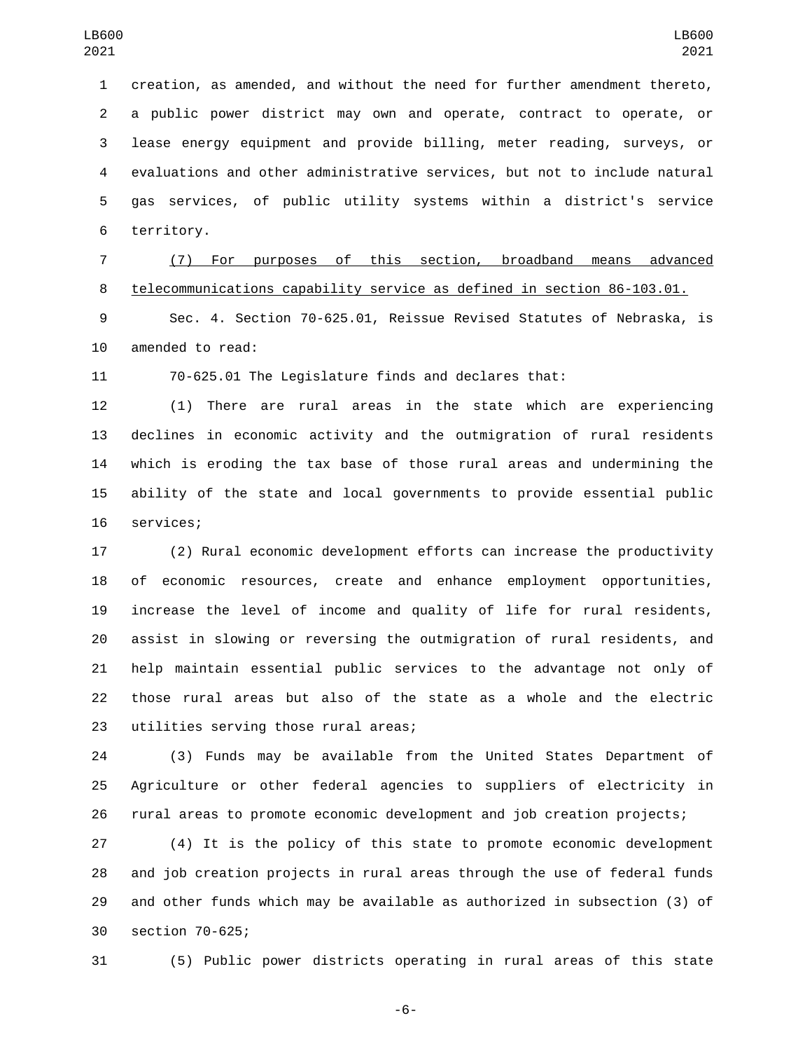creation, as amended, and without the need for further amendment thereto, a public power district may own and operate, contract to operate, or lease energy equipment and provide billing, meter reading, surveys, or evaluations and other administrative services, but not to include natural gas services, of public utility systems within a district's service territory.

<u>(7) For purposes of this section, broadband means advanced telecommunications capability service as defined in section 86-103.01.</u>

Sec. 4. Section 70-625.01, Reissue Revised Statutes of Nebraska, is amended to read:

70-625.01 The Legislature finds and declares that:

(1) There are rural areas in the state which are experiencing declines in economic activity and the outmigration of rural residents which is eroding the tax base of those rural areas and undermining the ability of the state and local governments to provide essential public services;

(2) Rural economic development efforts can increase the productivity of economic resources, create and enhance employment opportunities, increase the level of income and quality of life for rural residents, assist in slowing or reversing the outmigration of rural residents, and help maintain essential public services to the advantage not only of those rural areas but also of the state as a whole and the electric utilities serving those rural areas;

(3) Funds may be available from the United States Department of Agriculture or other federal agencies to suppliers of electricity in rural areas to promote economic development and job creation projects;

(4) It is the policy of this state to promote economic development and job creation projects in rural areas through the use of federal funds and other funds which may be available as authorized in subsection (3) of section 70-625;

(5) Public power districts operating in rural areas of this state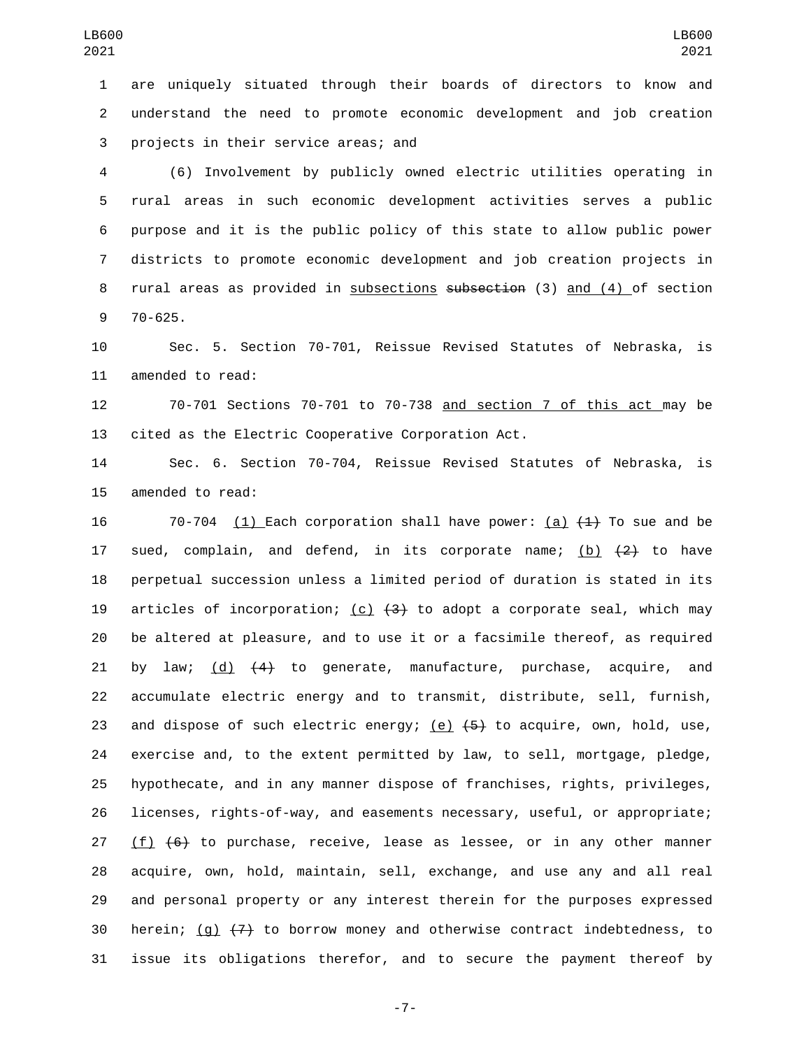are uniquely situated through their boards of directors to know and understand the need to promote economic development and job creation projects in their service areas; and

(6) Involvement by publicly owned electric utilities operating in rural areas in such economic development activities serves a public purpose and it is the public policy of this state to allow public power districts to promote economic development and job creation projects in rural areas as provided in subsections ~~subsection~~ (3) and (4) of section 70-625.

Sec. 5. Section 70-701, Reissue Revised Statutes of Nebraska, is amended to read:

70-701 Sections 70-701 to 70-738 and section 7 of this act may be cited as the Electric Cooperative Corporation Act.

Sec. 6. Section 70-704, Reissue Revised Statutes of Nebraska, is amended to read:

70-704 (1) Each corporation shall have power: (a) ~~(1)~~ To sue and be sued, complain, and defend, in its corporate name; (b) ~~(2)~~ to have perpetual succession unless a limited period of duration is stated in its articles of incorporation; (c) ~~(3)~~ to adopt a corporate seal, which may be altered at pleasure, and to use it or a facsimile thereof, as required by law; (d) ~~(4)~~ to generate, manufacture, purchase, acquire, and accumulate electric energy and to transmit, distribute, sell, furnish, and dispose of such electric energy; (e) ~~(5)~~ to acquire, own, hold, use, exercise and, to the extent permitted by law, to sell, mortgage, pledge, hypothecate, and in any manner dispose of franchises, rights, privileges, licenses, rights-of-way, and easements necessary, useful, or appropriate; (f) ~~(6)~~ to purchase, receive, lease as lessee, or in any other manner acquire, own, hold, maintain, sell, exchange, and use any and all real and personal property or any interest therein for the purposes expressed herein; (g) ~~(7)~~ to borrow money and otherwise contract indebtedness, to issue its obligations therefor, and to secure the payment thereof by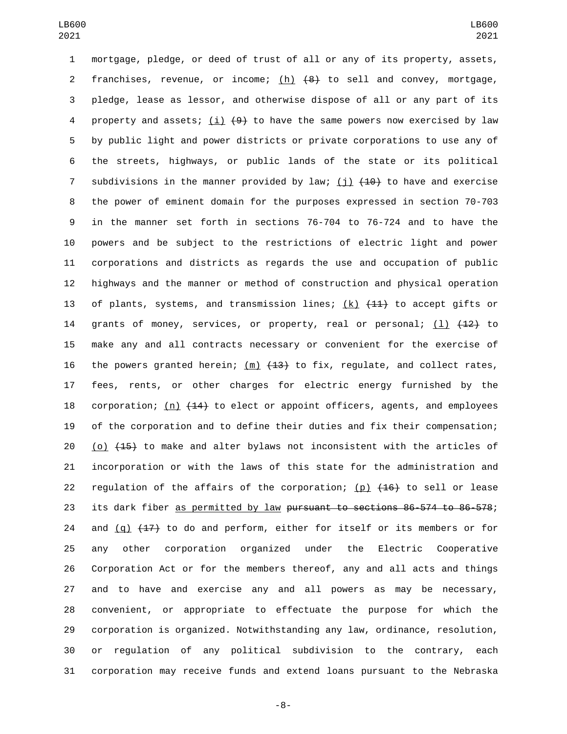mortgage, pledge, or deed of trust of all or any of its property, assets, franchises, revenue, or income; <u>(h)</u> ~~(8)~~ to sell and convey, mortgage, pledge, lease as lessor, and otherwise dispose of all or any part of its property and assets; <u>(i)</u> ~~(9)~~ to have the same powers now exercised by law by public light and power districts or private corporations to use any of the streets, highways, or public lands of the state or its political subdivisions in the manner provided by law; <u>(j)</u> ~~(10)~~ to have and exercise the power of eminent domain for the purposes expressed in section 70-703 in the manner set forth in sections 76-704 to 76-724 and to have the powers and be subject to the restrictions of electric light and power corporations and districts as regards the use and occupation of public highways and the manner or method of construction and physical operation of plants, systems, and transmission lines; <u>(k)</u> ~~(11)~~ to accept gifts or grants of money, services, or property, real or personal; <u>(l)</u> ~~(12)~~ to make any and all contracts necessary or convenient for the exercise of the powers granted herein; <u>(m)</u> ~~(13)~~ to fix, regulate, and collect rates, fees, rents, or other charges for electric energy furnished by the corporation; <u>(n)</u> ~~(14)~~ to elect or appoint officers, agents, and employees of the corporation and to define their duties and fix their compensation; <u>(o)</u> ~~(15)~~ to make and alter bylaws not inconsistent with the articles of incorporation or with the laws of this state for the administration and regulation of the affairs of the corporation; <u>(p)</u> ~~(16)~~ to sell or lease its dark fiber <u>as permitted by law</u> ~~pursuant to sections 86-574 to 86-578~~; and <u>(q)</u> ~~(17)~~ to do and perform, either for itself or its members or for any other corporation organized under the Electric Cooperative Corporation Act or for the members thereof, any and all acts and things and to have and exercise any and all powers as may be necessary, convenient, or appropriate to effectuate the purpose for which the corporation is organized. Notwithstanding any law, ordinance, resolution, or regulation of any political subdivision to the contrary, each corporation may receive funds and extend loans pursuant to the Nebraska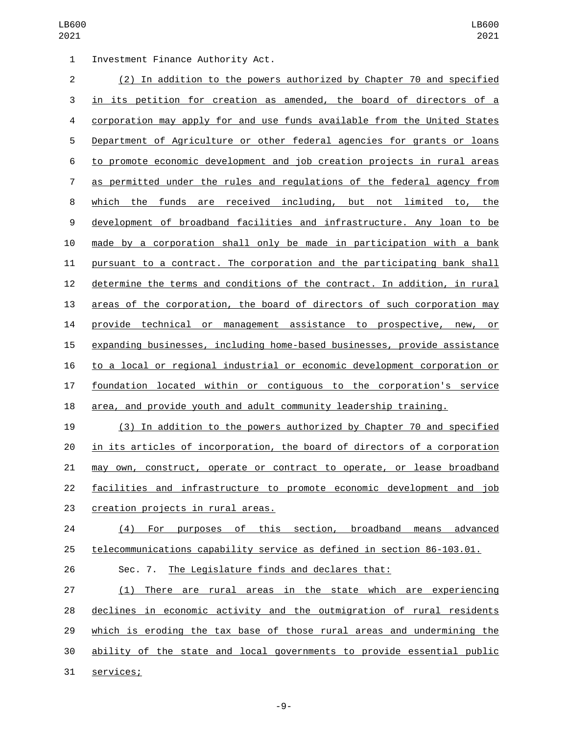Investment Finance Authority Act.

(2) In addition to the powers authorized by Chapter 70 and specified in its petition for creation as amended, the board of directors of a corporation may apply for and use funds available from the United States Department of Agriculture or other federal agencies for grants or loans to promote economic development and job creation projects in rural areas as permitted under the rules and regulations of the federal agency from which the funds are received including, but not limited to, the development of broadband facilities and infrastructure. Any loan to be made by a corporation shall only be made in participation with a bank pursuant to a contract. The corporation and the participating bank shall determine the terms and conditions of the contract. In addition, in rural areas of the corporation, the board of directors of such corporation may provide technical or management assistance to prospective, new, or expanding businesses, including home-based businesses, provide assistance to a local or regional industrial or economic development corporation or foundation located within or contiguous to the corporation's service area, and provide youth and adult community leadership training.

(3) In addition to the powers authorized by Chapter 70 and specified in its articles of incorporation, the board of directors of a corporation may own, construct, operate or contract to operate, or lease broadband facilities and infrastructure to promote economic development and job creation projects in rural areas.

(4) For purposes of this section, broadband means advanced telecommunications capability service as defined in section 86-103.01.

Sec. 7. The Legislature finds and declares that:

(1) There are rural areas in the state which are experiencing declines in economic activity and the outmigration of rural residents which is eroding the tax base of those rural areas and undermining the ability of the state and local governments to provide essential public services;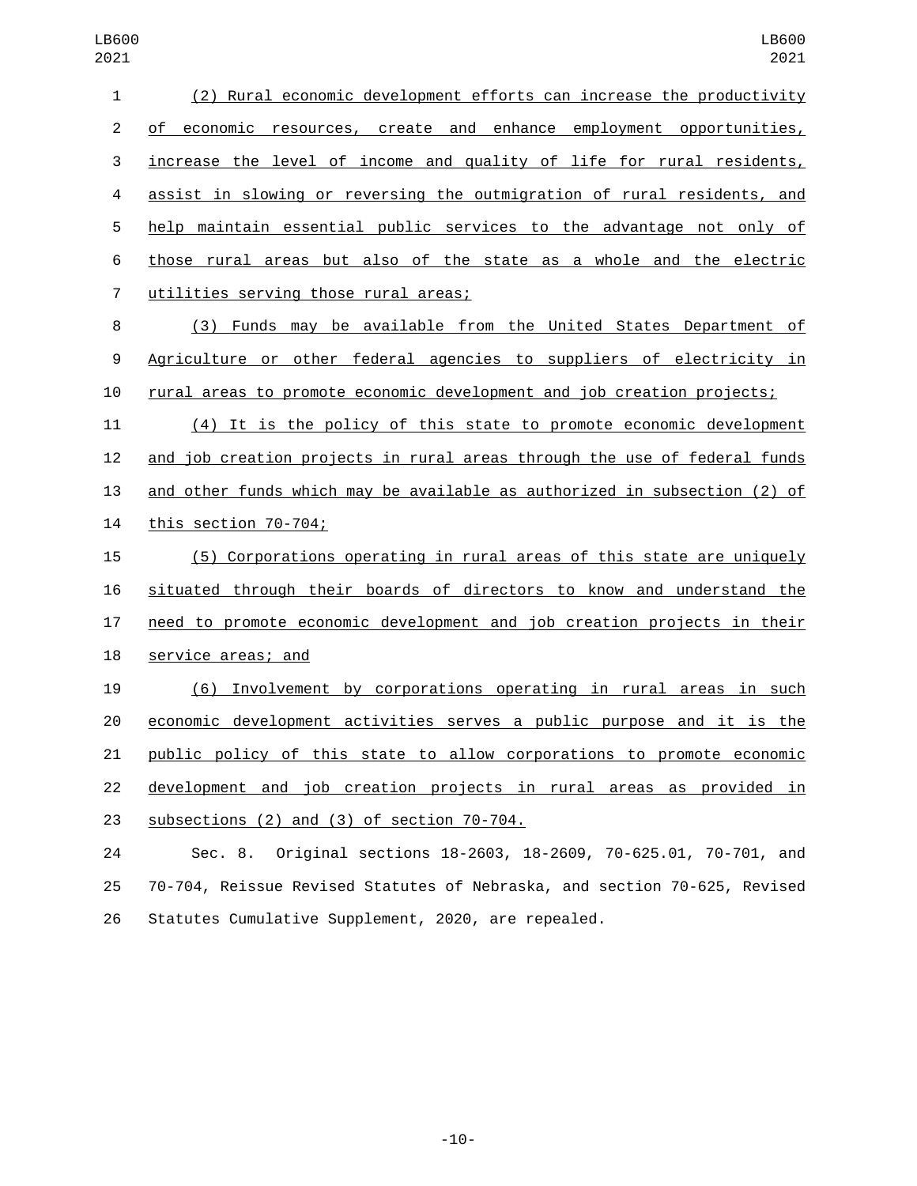(2) Rural economic development efforts can increase the productivity of economic resources, create and enhance employment opportunities, increase the level of income and quality of life for rural residents, assist in slowing or reversing the outmigration of rural residents, and help maintain essential public services to the advantage not only of those rural areas but also of the state as a whole and the electric utilities serving those rural areas;

(3) Funds may be available from the United States Department of Agriculture or other federal agencies to suppliers of electricity in rural areas to promote economic development and job creation projects;

(4) It is the policy of this state to promote economic development and job creation projects in rural areas through the use of federal funds and other funds which may be available as authorized in subsection (2) of this section 70-704;

(5) Corporations operating in rural areas of this state are uniquely situated through their boards of directors to know and understand the need to promote economic development and job creation projects in their service areas; and

(6) Involvement by corporations operating in rural areas in such economic development activities serves a public purpose and it is the public policy of this state to allow corporations to promote economic development and job creation projects in rural areas as provided in subsections (2) and (3) of section 70-704.

Sec. 8. Original sections 18-2603, 18-2609, 70-625.01, 70-701, and 70-704, Reissue Revised Statutes of Nebraska, and section 70-625, Revised Statutes Cumulative Supplement, 2020, are repealed.